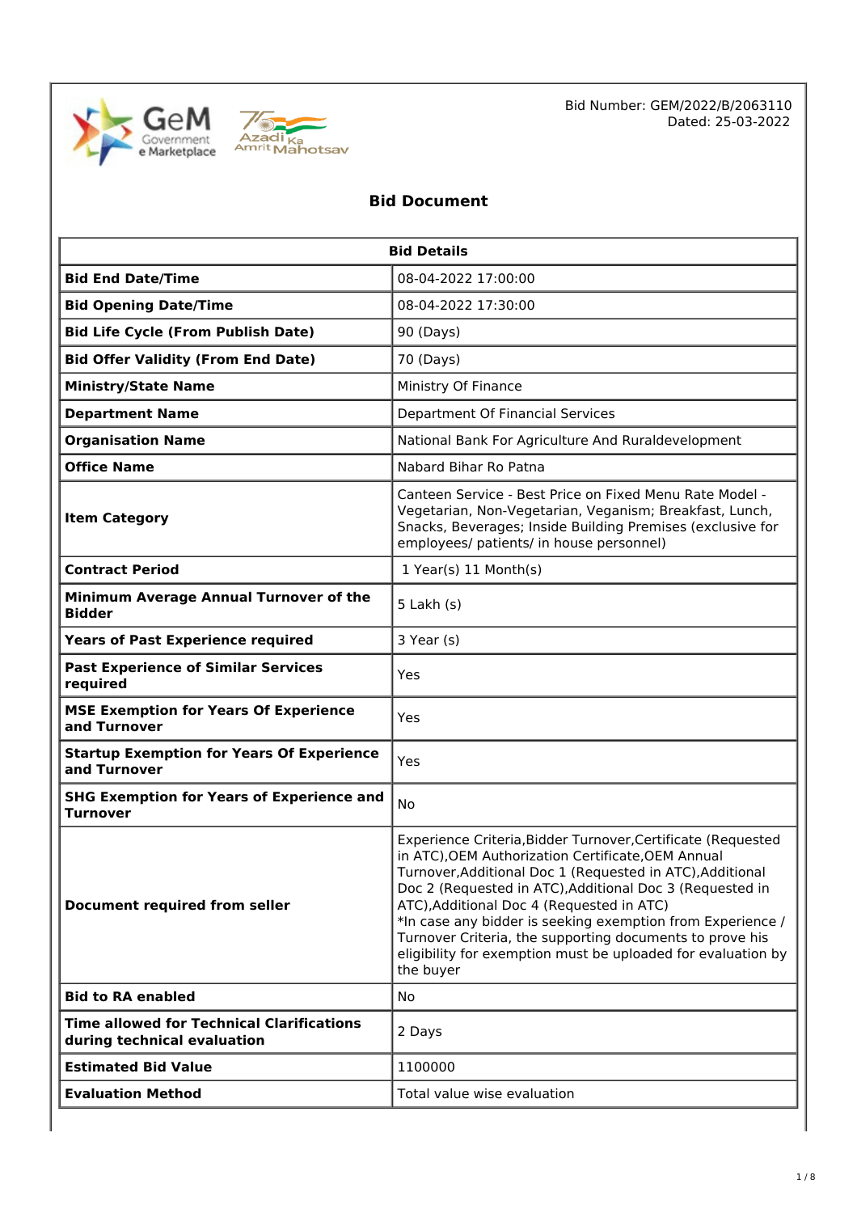Bid Number: GEM/2022/B/2063110
Dated: 25-03-2022

# Bid Document

| Bid Details | |
|---|---|
| **Bid End Date/Time** | 08-04-2022 17:00:00 |
| **Bid Opening Date/Time** | 08-04-2022 17:30:00 |
| **Bid Life Cycle (From Publish Date)** | 90 (Days) |
| **Bid Offer Validity (From End Date)** | 70 (Days) |
| **Ministry/State Name** | Ministry Of Finance |
| **Department Name** | Department Of Financial Services |
| **Organisation Name** | National Bank For Agriculture And Ruraldevelopment |
| **Office Name** | Nabard Bihar Ro Patna |
| **Item Category** | Canteen Service - Best Price on Fixed Menu Rate Model - Vegetarian, Non-Vegetarian, Veganism; Breakfast, Lunch, Snacks, Beverages; Inside Building Premises (exclusive for employees/ patients/ in house personnel) |
| **Contract Period** | 1 Year(s) 11 Month(s) |
| **Minimum Average Annual Turnover of the Bidder** | 5 Lakh (s) |
| **Years of Past Experience required** | 3 Year (s) |
| **Past Experience of Similar Services required** | Yes |
| **MSE Exemption for Years Of Experience and Turnover** | Yes |
| **Startup Exemption for Years Of Experience and Turnover** | Yes |
| **SHG Exemption for Years of Experience and Turnover** | No |
| **Document required from seller** | Experience Criteria,Bidder Turnover,Certificate (Requested in ATC),OEM Authorization Certificate,OEM Annual Turnover,Additional Doc 1 (Requested in ATC),Additional Doc 2 (Requested in ATC),Additional Doc 3 (Requested in ATC),Additional Doc 4 (Requested in ATC)<br>*In case any bidder is seeking exemption from Experience / Turnover Criteria, the supporting documents to prove his eligibility for exemption must be uploaded for evaluation by the buyer |
| **Bid to RA enabled** | No |
| **Time allowed for Technical Clarifications during technical evaluation** | 2 Days |
| **Estimated Bid Value** | 1100000 |
| **Evaluation Method** | Total value wise evaluation |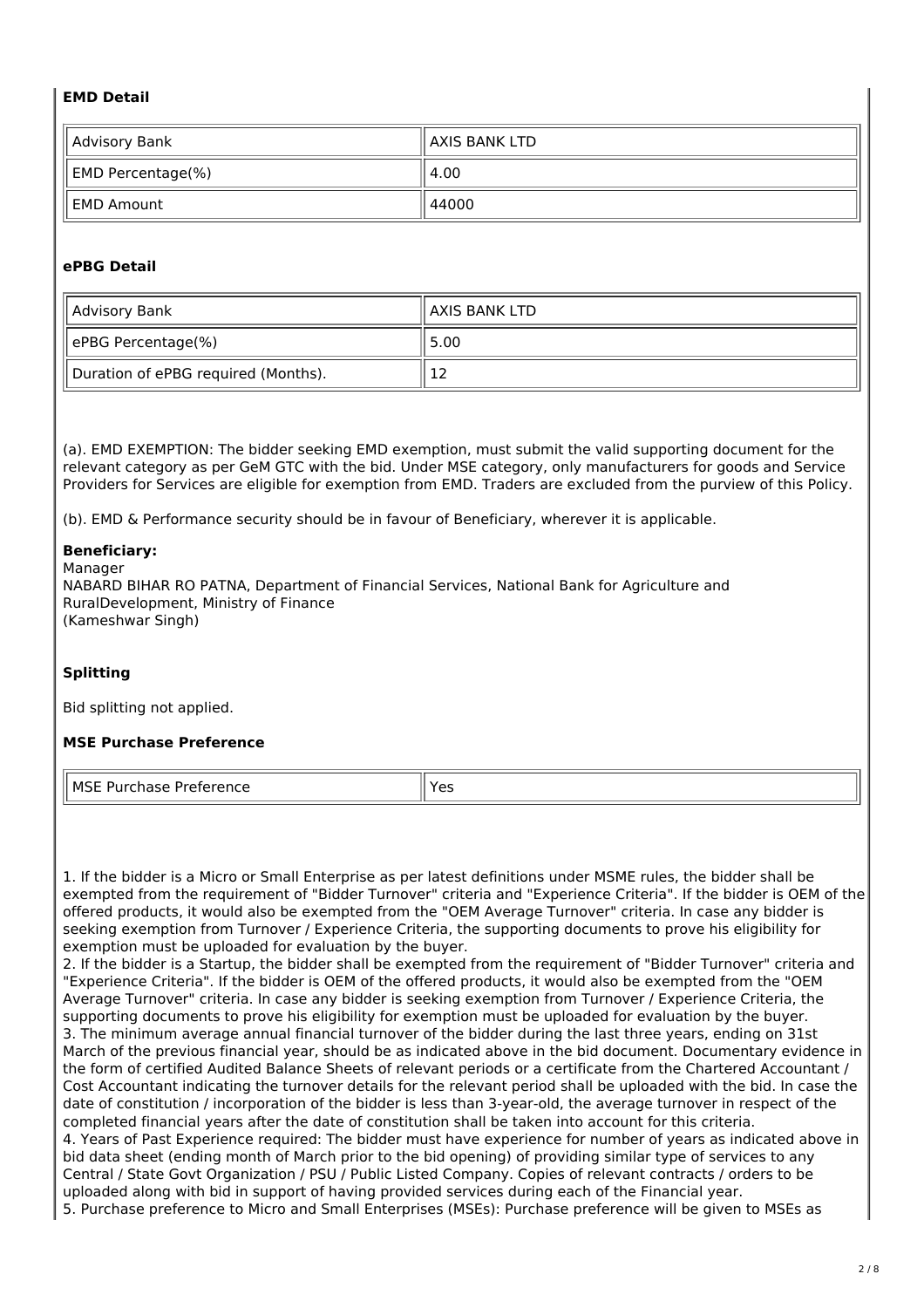### EMD Detail

| | |
|---|---|
| Advisory Bank | AXIS BANK LTD |
| EMD Percentage(%) | 4.00 |
| EMD Amount | 44000 |

### ePBG Detail

| | |
|---|---|
| Advisory Bank | AXIS BANK LTD |
| ePBG Percentage(%) | 5.00 |
| Duration of ePBG required (Months). | 12 |

(a). EMD EXEMPTION: The bidder seeking EMD exemption, must submit the valid supporting document for the relevant category as per GeM GTC with the bid. Under MSE category, only manufacturers for goods and Service Providers for Services are eligible for exemption from EMD. Traders are excluded from the purview of this Policy.

(b). EMD & Performance security should be in favour of Beneficiary, wherever it is applicable.

**Beneficiary:**
Manager
NABARD BIHAR RO PATNA, Department of Financial Services, National Bank for Agriculture and RuralDevelopment, Ministry of Finance
(Kameshwar Singh)

### Splitting

Bid splitting not applied.

### MSE Purchase Preference

| | |
|---|---|
| MSE Purchase Preference | Yes |

1. If the bidder is a Micro or Small Enterprise as per latest definitions under MSME rules, the bidder shall be exempted from the requirement of "Bidder Turnover" criteria and "Experience Criteria". If the bidder is OEM of the offered products, it would also be exempted from the "OEM Average Turnover" criteria. In case any bidder is seeking exemption from Turnover / Experience Criteria, the supporting documents to prove his eligibility for exemption must be uploaded for evaluation by the buyer.
2. If the bidder is a Startup, the bidder shall be exempted from the requirement of "Bidder Turnover" criteria and "Experience Criteria". If the bidder is OEM of the offered products, it would also be exempted from the "OEM Average Turnover" criteria. In case any bidder is seeking exemption from Turnover / Experience Criteria, the supporting documents to prove his eligibility for exemption must be uploaded for evaluation by the buyer.
3. The minimum average annual financial turnover of the bidder during the last three years, ending on 31st March of the previous financial year, should be as indicated above in the bid document. Documentary evidence in the form of certified Audited Balance Sheets of relevant periods or a certificate from the Chartered Accountant / Cost Accountant indicating the turnover details for the relevant period shall be uploaded with the bid. In case the date of constitution / incorporation of the bidder is less than 3-year-old, the average turnover in respect of the completed financial years after the date of constitution shall be taken into account for this criteria.
4. Years of Past Experience required: The bidder must have experience for number of years as indicated above in bid data sheet (ending month of March prior to the bid opening) of providing similar type of services to any Central / State Govt Organization / PSU / Public Listed Company. Copies of relevant contracts / orders to be uploaded along with bid in support of having provided services during each of the Financial year.
5. Purchase preference to Micro and Small Enterprises (MSEs): Purchase preference will be given to MSEs as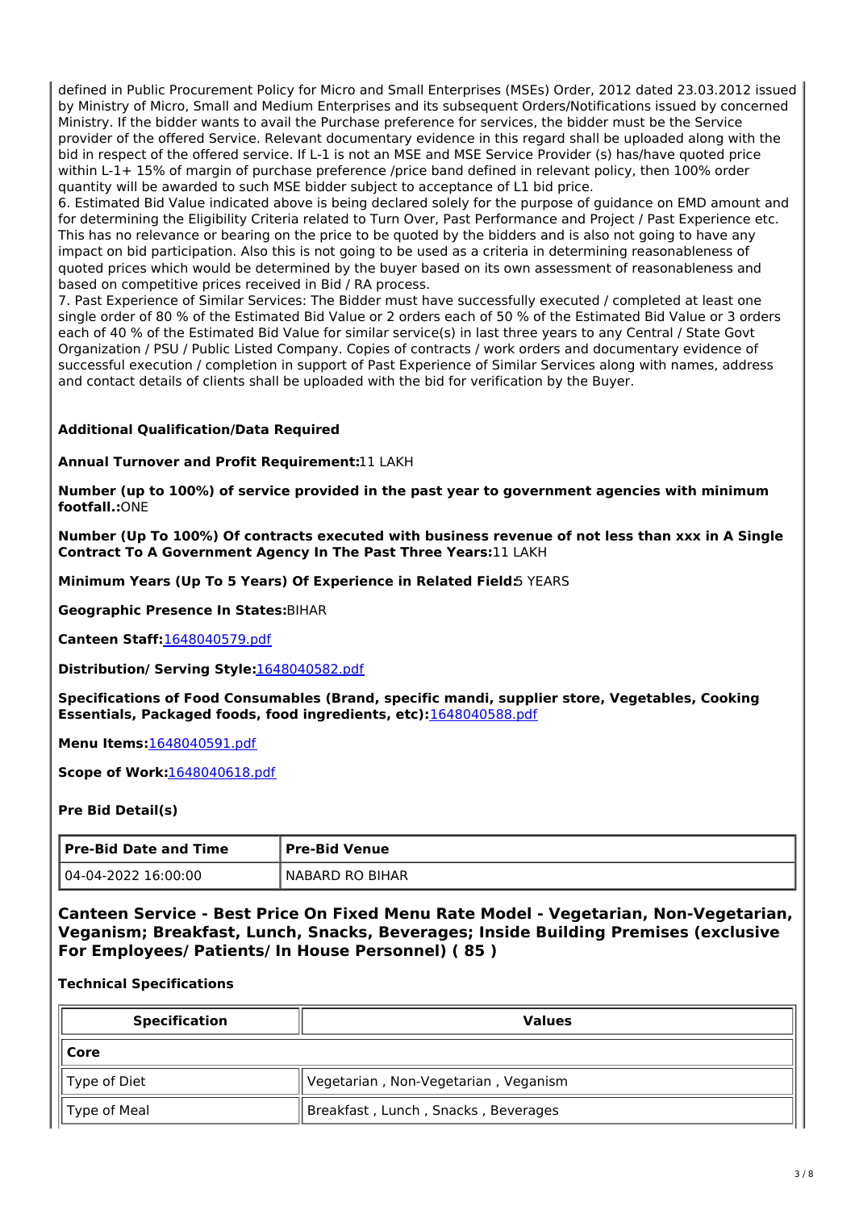defined in Public Procurement Policy for Micro and Small Enterprises (MSEs) Order, 2012 dated 23.03.2012 issued by Ministry of Micro, Small and Medium Enterprises and its subsequent Orders/Notifications issued by concerned Ministry. If the bidder wants to avail the Purchase preference for services, the bidder must be the Service provider of the offered Service. Relevant documentary evidence in this regard shall be uploaded along with the bid in respect of the offered service. If L-1 is not an MSE and MSE Service Provider (s) has/have quoted price within L-1+ 15% of margin of purchase preference /price band defined in relevant policy, then 100% order quantity will be awarded to such MSE bidder subject to acceptance of L1 bid price.

6. Estimated Bid Value indicated above is being declared solely for the purpose of guidance on EMD amount and for determining the Eligibility Criteria related to Turn Over, Past Performance and Project / Past Experience etc. This has no relevance or bearing on the price to be quoted by the bidders and is also not going to have any impact on bid participation. Also this is not going to be used as a criteria in determining reasonableness of quoted prices which would be determined by the buyer based on its own assessment of reasonableness and based on competitive prices received in Bid / RA process.

7. Past Experience of Similar Services: The Bidder must have successfully executed / completed at least one single order of 80 % of the Estimated Bid Value or 2 orders each of 50 % of the Estimated Bid Value or 3 orders each of 40 % of the Estimated Bid Value for similar service(s) in last three years to any Central / State Govt Organization / PSU / Public Listed Company. Copies of contracts / work orders and documentary evidence of successful execution / completion in support of Past Experience of Similar Services along with names, address and contact details of clients shall be uploaded with the bid for verification by the Buyer.

**Additional Qualification/Data Required**

**Annual Turnover and Profit Requirement:**11 LAKH

**Number (up to 100%) of service provided in the past year to government agencies with minimum footfall.:**ONE

**Number (Up To 100%) Of contracts executed with business revenue of not less than xxx in A Single Contract To A Government Agency In The Past Three Years:**11 LAKH

**Minimum Years (Up To 5 Years) Of Experience in Related Field:**5 YEARS

**Geographic Presence In States:**BIHAR

**Canteen Staff:**1648040579.pdf

**Distribution/ Serving Style:**1648040582.pdf

**Specifications of Food Consumables (Brand, specific mandi, supplier store, Vegetables, Cooking Essentials, Packaged foods, food ingredients, etc):**1648040588.pdf

**Menu Items:**1648040591.pdf

**Scope of Work:**1648040618.pdf

**Pre Bid Detail(s)**

| Pre-Bid Date and Time | Pre-Bid Venue |
|---|---|
| 04-04-2022 16:00:00 | NABARD RO BIHAR |

## Canteen Service - Best Price On Fixed Menu Rate Model - Vegetarian, Non-Vegetarian, Veganism; Breakfast, Lunch, Snacks, Beverages; Inside Building Premises (exclusive For Employees/ Patients/ In House Personnel) ( 85 )

**Technical Specifications**

| Specification | Values |
|---|---|
| **Core** | |
| Type of Diet | Vegetarian , Non-Vegetarian , Veganism |
| Type of Meal | Breakfast , Lunch , Snacks , Beverages |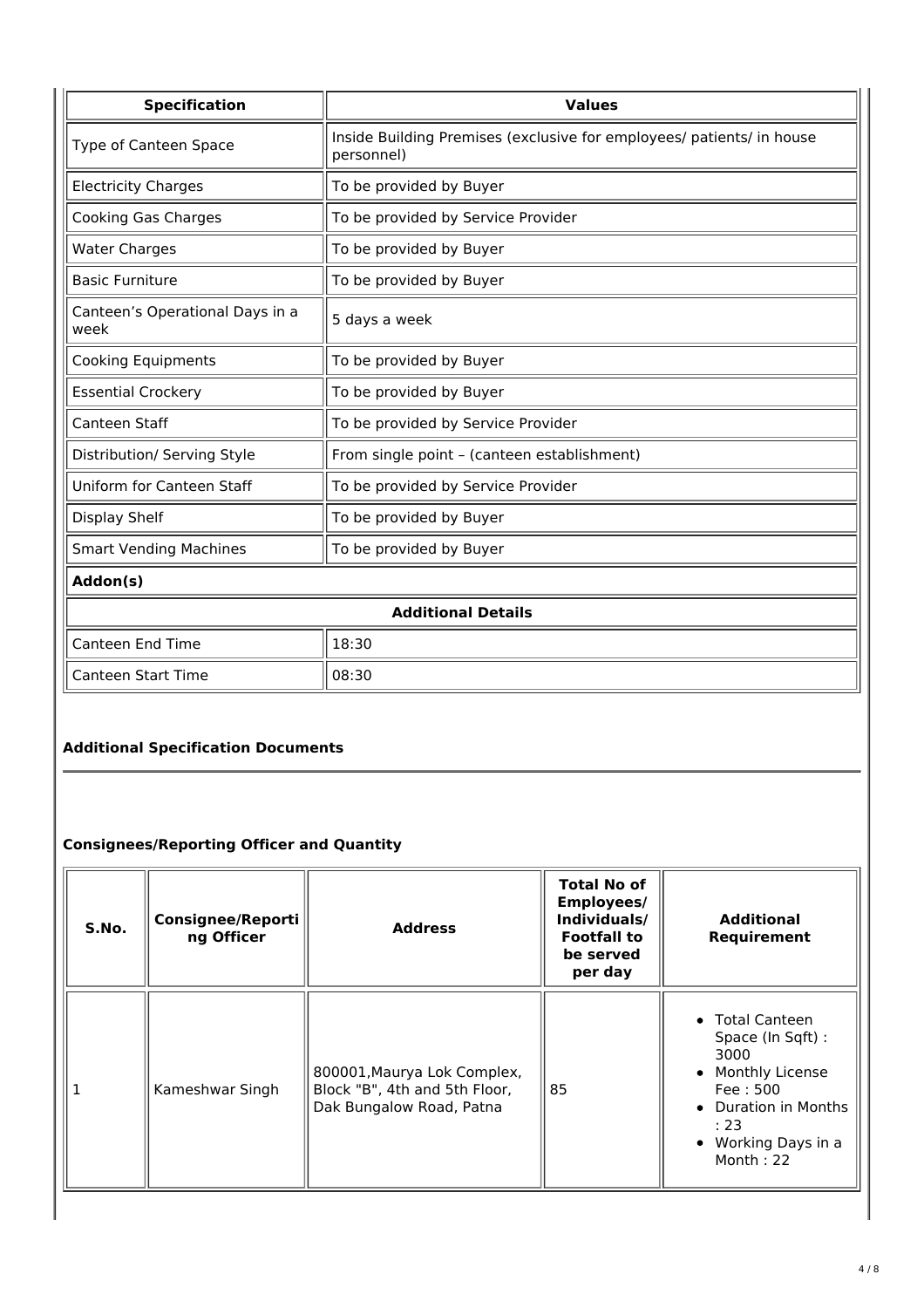| Specification | Values |
|---|---|
| Type of Canteen Space | Inside Building Premises (exclusive for employees/ patients/ in house personnel) |
| Electricity Charges | To be provided by Buyer |
| Cooking Gas Charges | To be provided by Service Provider |
| Water Charges | To be provided by Buyer |
| Basic Furniture | To be provided by Buyer |
| Canteen's Operational Days in a week | 5 days a week |
| Cooking Equipments | To be provided by Buyer |
| Essential Crockery | To be provided by Buyer |
| Canteen Staff | To be provided by Service Provider |
| Distribution/ Serving Style | From single point – (canteen establishment) |
| Uniform for Canteen Staff | To be provided by Service Provider |
| Display Shelf | To be provided by Buyer |
| Smart Vending Machines | To be provided by Buyer |
| **Addon(s)** | |
| **Additional Details** | |
| Canteen End Time | 18:30 |
| Canteen Start Time | 08:30 |

**Additional Specification Documents**

**Consignees/Reporting Officer and Quantity**

| S.No. | Consignee/Reporting Officer | Address | Total No of Employees/ Individuals/ Footfall to be served per day | Additional Requirement |
|---|---|---|---|---|
| 1 | Kameshwar Singh | 800001,Maurya Lok Complex, Block "B", 4th and 5th Floor, Dak Bungalow Road, Patna | 85 | • Total Canteen Space (In Sqft) : 3000<br>• Monthly License Fee : 500<br>• Duration in Months : 23<br>• Working Days in a Month : 22 |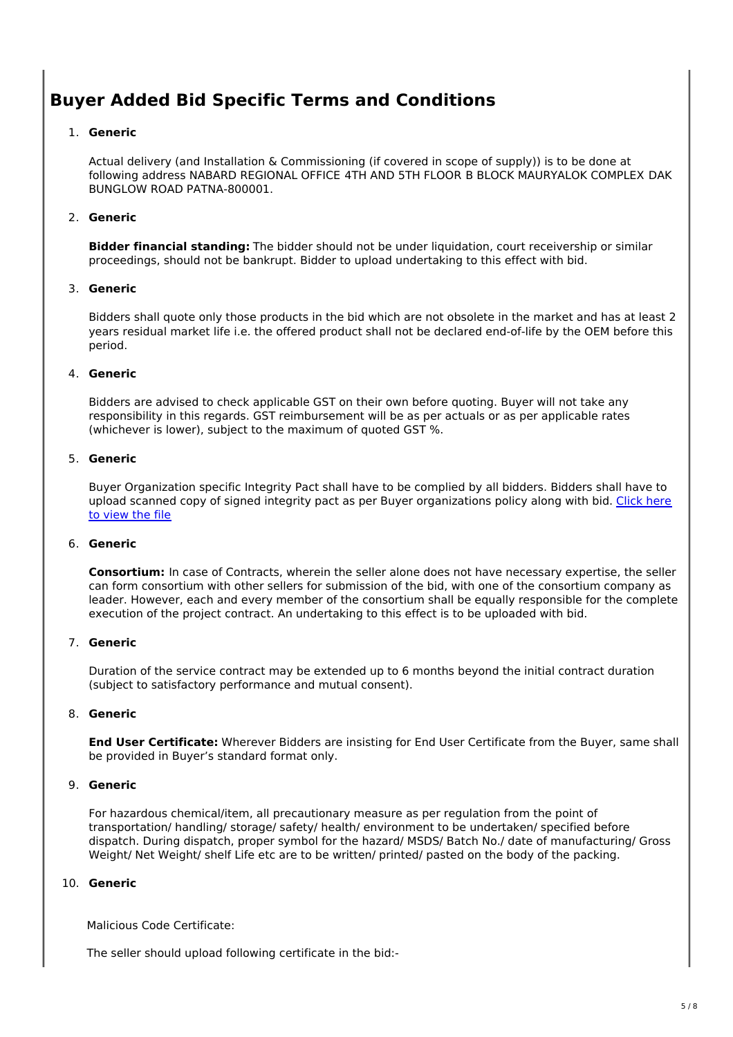## Buyer Added Bid Specific Terms and Conditions

1. **Generic**

   Actual delivery (and Installation & Commissioning (if covered in scope of supply)) is to be done at following address NABARD REGIONAL OFFICE 4TH AND 5TH FLOOR B BLOCK MAURYALOK COMPLEX DAK BUNGLOW ROAD PATNA-800001.

2. **Generic**

   **Bidder financial standing:** The bidder should not be under liquidation, court receivership or similar proceedings, should not be bankrupt. Bidder to upload undertaking to this effect with bid.

3. **Generic**

   Bidders shall quote only those products in the bid which are not obsolete in the market and has at least 2 years residual market life i.e. the offered product shall not be declared end-of-life by the OEM before this period.

4. **Generic**

   Bidders are advised to check applicable GST on their own before quoting. Buyer will not take any responsibility in this regards. GST reimbursement will be as per actuals or as per applicable rates (whichever is lower), subject to the maximum of quoted GST %.

5. **Generic**

   Buyer Organization specific Integrity Pact shall have to be complied by all bidders. Bidders shall have to upload scanned copy of signed integrity pact as per Buyer organizations policy along with bid. Click here to view the file

6. **Generic**

   **Consortium:** In case of Contracts, wherein the seller alone does not have necessary expertise, the seller can form consortium with other sellers for submission of the bid, with one of the consortium company as leader. However, each and every member of the consortium shall be equally responsible for the complete execution of the project contract. An undertaking to this effect is to be uploaded with bid.

7. **Generic**

   Duration of the service contract may be extended up to 6 months beyond the initial contract duration (subject to satisfactory performance and mutual consent).

8. **Generic**

   **End User Certificate:** Wherever Bidders are insisting for End User Certificate from the Buyer, same shall be provided in Buyer's standard format only.

9. **Generic**

   For hazardous chemical/item, all precautionary measure as per regulation from the point of transportation/ handling/ storage/ safety/ health/ environment to be undertaken/ specified before dispatch. During dispatch, proper symbol for the hazard/ MSDS/ Batch No./ date of manufacturing/ Gross Weight/ Net Weight/ shelf Life etc are to be written/ printed/ pasted on the body of the packing.

10. **Generic**

    Malicious Code Certificate:

    The seller should upload following certificate in the bid:-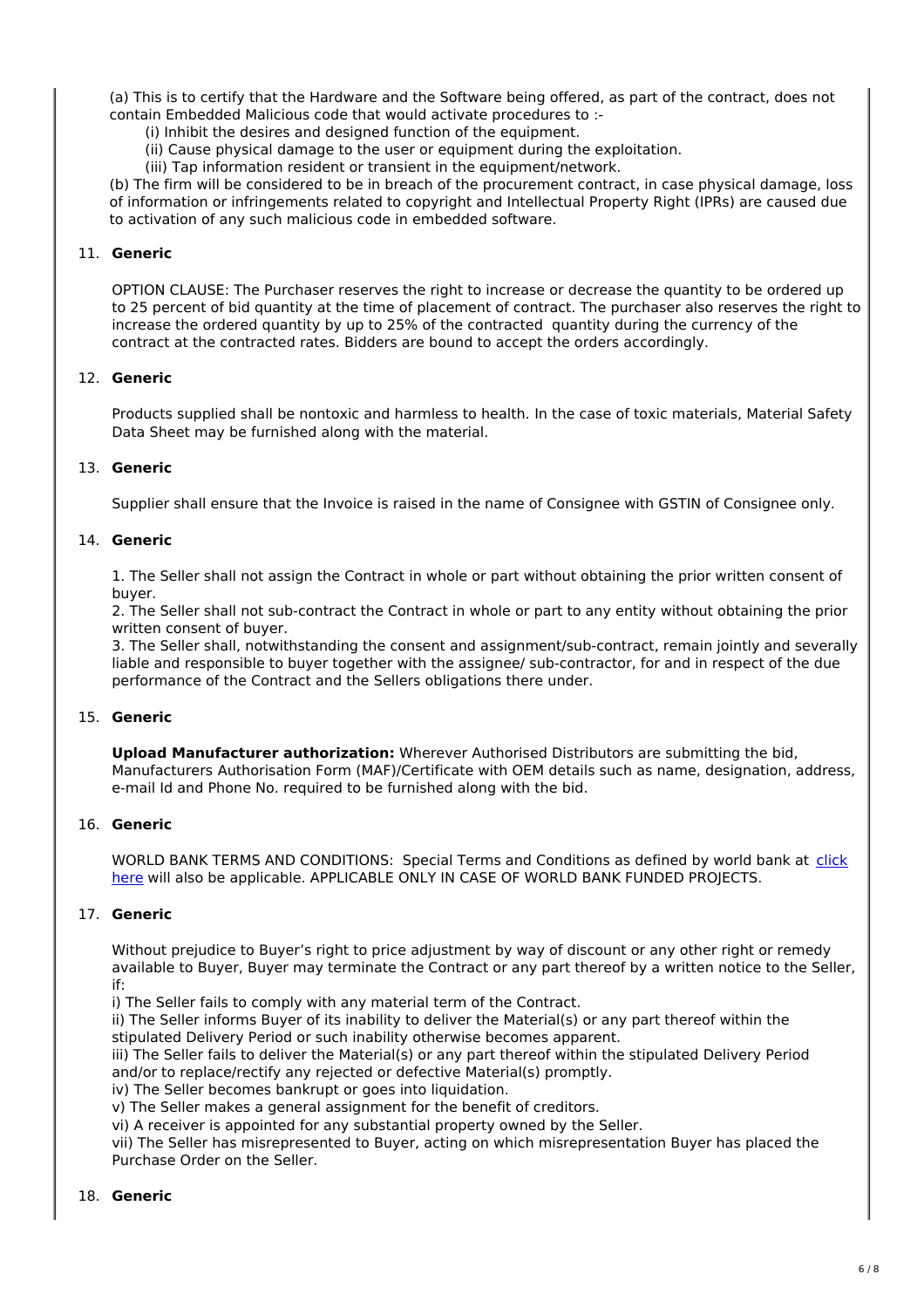(a) This is to certify that the Hardware and the Software being offered, as part of the contract, does not contain Embedded Malicious code that would activate procedures to :-

(i) Inhibit the desires and designed function of the equipment.
(ii) Cause physical damage to the user or equipment during the exploitation.
(iii) Tap information resident or transient in the equipment/network.

(b) The firm will be considered to be in breach of the procurement contract, in case physical damage, loss of information or infringements related to copyright and Intellectual Property Right (IPRs) are caused due to activation of any such malicious code in embedded software.

11. **Generic**

OPTION CLAUSE: The Purchaser reserves the right to increase or decrease the quantity to be ordered up to 25 percent of bid quantity at the time of placement of contract. The purchaser also reserves the right to increase the ordered quantity by up to 25% of the contracted quantity during the currency of the contract at the contracted rates. Bidders are bound to accept the orders accordingly.

12. **Generic**

Products supplied shall be nontoxic and harmless to health. In the case of toxic materials, Material Safety Data Sheet may be furnished along with the material.

13. **Generic**

Supplier shall ensure that the Invoice is raised in the name of Consignee with GSTIN of Consignee only.

14. **Generic**

1. The Seller shall not assign the Contract in whole or part without obtaining the prior written consent of buyer.
2. The Seller shall not sub-contract the Contract in whole or part to any entity without obtaining the prior written consent of buyer.
3. The Seller shall, notwithstanding the consent and assignment/sub-contract, remain jointly and severally liable and responsible to buyer together with the assignee/ sub-contractor, for and in respect of the due performance of the Contract and the Sellers obligations there under.

15. **Generic**

**Upload Manufacturer authorization:** Wherever Authorised Distributors are submitting the bid, Manufacturers Authorisation Form (MAF)/Certificate with OEM details such as name, designation, address, e-mail Id and Phone No. required to be furnished along with the bid.

16. **Generic**

WORLD BANK TERMS AND CONDITIONS: Special Terms and Conditions as defined by world bank at click here will also be applicable. APPLICABLE ONLY IN CASE OF WORLD BANK FUNDED PROJECTS.

17. **Generic**

Without prejudice to Buyer's right to price adjustment by way of discount or any other right or remedy available to Buyer, Buyer may terminate the Contract or any part thereof by a written notice to the Seller, if:

i) The Seller fails to comply with any material term of the Contract.
ii) The Seller informs Buyer of its inability to deliver the Material(s) or any part thereof within the stipulated Delivery Period or such inability otherwise becomes apparent.
iii) The Seller fails to deliver the Material(s) or any part thereof within the stipulated Delivery Period and/or to replace/rectify any rejected or defective Material(s) promptly.
iv) The Seller becomes bankrupt or goes into liquidation.
v) The Seller makes a general assignment for the benefit of creditors.
vi) A receiver is appointed for any substantial property owned by the Seller.
vii) The Seller has misrepresented to Buyer, acting on which misrepresentation Buyer has placed the Purchase Order on the Seller.

18. **Generic**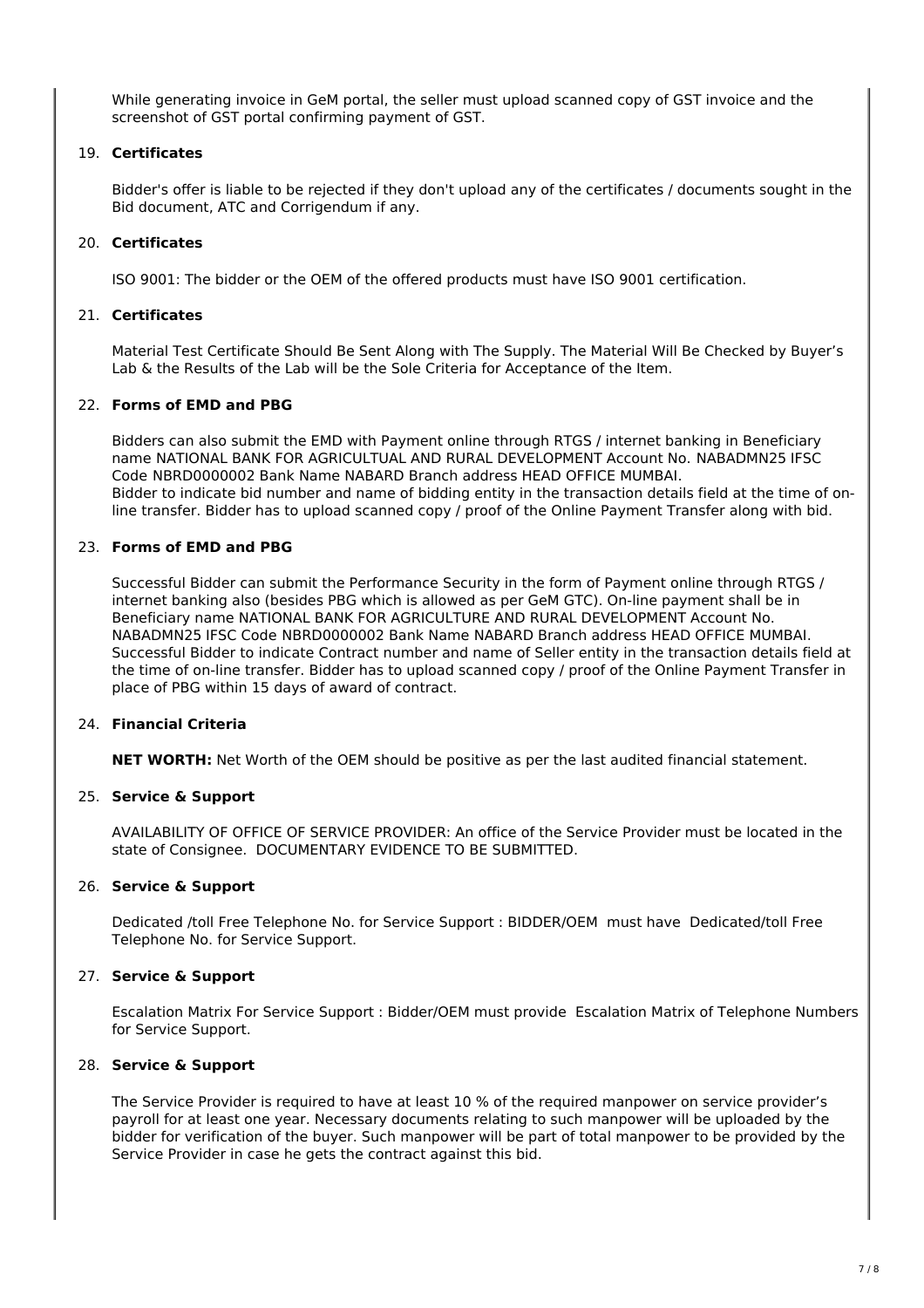While generating invoice in GeM portal, the seller must upload scanned copy of GST invoice and the screenshot of GST portal confirming payment of GST.

19. **Certificates**

    Bidder's offer is liable to be rejected if they don't upload any of the certificates / documents sought in the Bid document, ATC and Corrigendum if any.

20. **Certificates**

    ISO 9001: The bidder or the OEM of the offered products must have ISO 9001 certification.

21. **Certificates**

    Material Test Certificate Should Be Sent Along with The Supply. The Material Will Be Checked by Buyer's Lab & the Results of the Lab will be the Sole Criteria for Acceptance of the Item.

22. **Forms of EMD and PBG**

    Bidders can also submit the EMD with Payment online through RTGS / internet banking in Beneficiary name NATIONAL BANK FOR AGRICULTUAL AND RURAL DEVELOPMENT Account No. NABADMN25 IFSC Code NBRD0000002 Bank Name NABARD Branch address HEAD OFFICE MUMBAI.
    Bidder to indicate bid number and name of bidding entity in the transaction details field at the time of on-line transfer. Bidder has to upload scanned copy / proof of the Online Payment Transfer along with bid.

23. **Forms of EMD and PBG**

    Successful Bidder can submit the Performance Security in the form of Payment online through RTGS / internet banking also (besides PBG which is allowed as per GeM GTC). On-line payment shall be in Beneficiary name NATIONAL BANK FOR AGRICULTURE AND RURAL DEVELOPMENT Account No. NABADMN25 IFSC Code NBRD0000002 Bank Name NABARD Branch address HEAD OFFICE MUMBAI. Successful Bidder to indicate Contract number and name of Seller entity in the transaction details field at the time of on-line transfer. Bidder has to upload scanned copy / proof of the Online Payment Transfer in place of PBG within 15 days of award of contract.

24. **Financial Criteria**

    **NET WORTH:** Net Worth of the OEM should be positive as per the last audited financial statement.

25. **Service & Support**

    AVAILABILITY OF OFFICE OF SERVICE PROVIDER: An office of the Service Provider must be located in the state of Consignee. DOCUMENTARY EVIDENCE TO BE SUBMITTED.

26. **Service & Support**

    Dedicated /toll Free Telephone No. for Service Support : BIDDER/OEM must have Dedicated/toll Free Telephone No. for Service Support.

27. **Service & Support**

    Escalation Matrix For Service Support : Bidder/OEM must provide Escalation Matrix of Telephone Numbers for Service Support.

28. **Service & Support**

    The Service Provider is required to have at least 10 % of the required manpower on service provider's payroll for at least one year. Necessary documents relating to such manpower will be uploaded by the bidder for verification of the buyer. Such manpower will be part of total manpower to be provided by the Service Provider in case he gets the contract against this bid.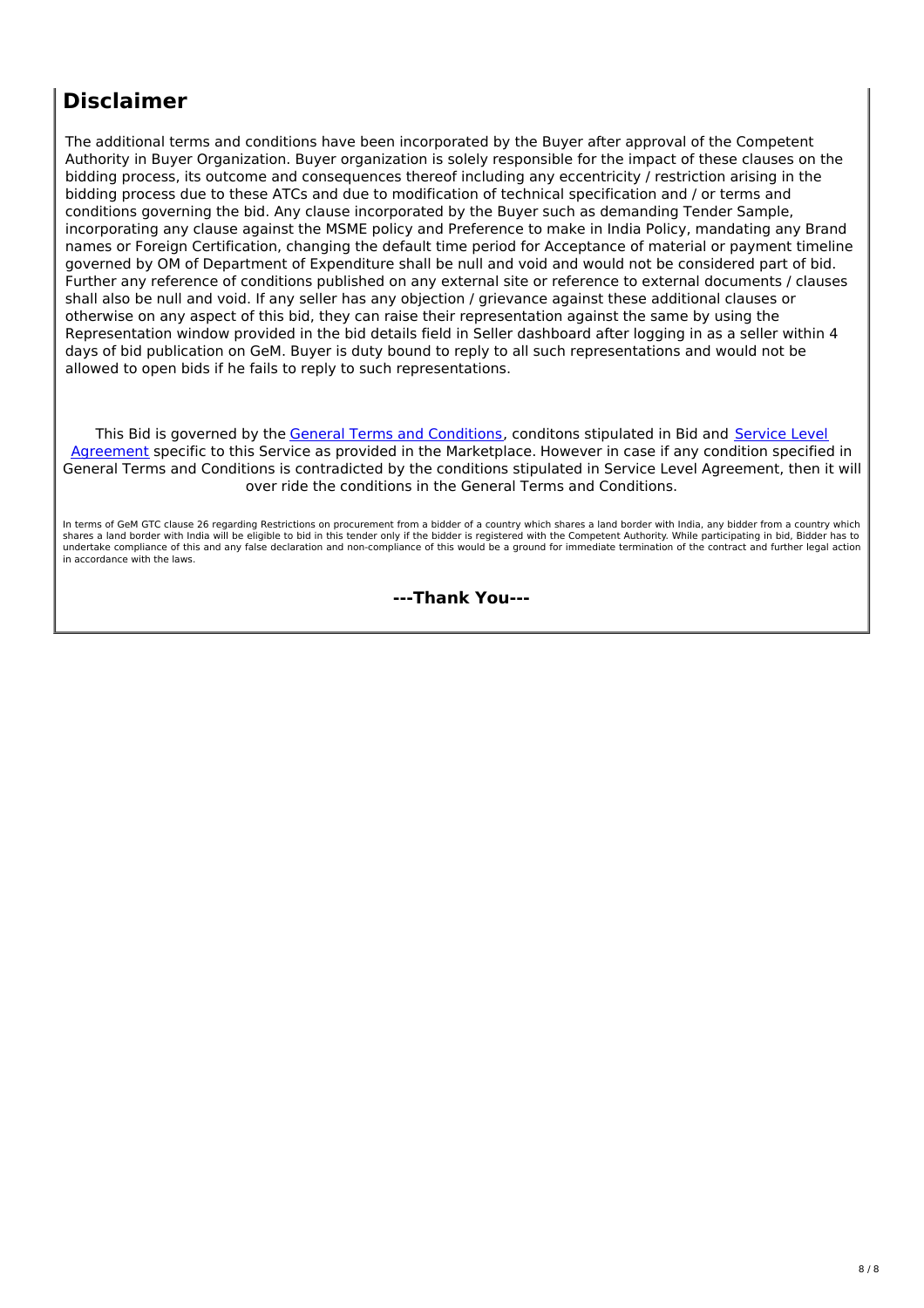## Disclaimer

The additional terms and conditions have been incorporated by the Buyer after approval of the Competent Authority in Buyer Organization. Buyer organization is solely responsible for the impact of these clauses on the bidding process, its outcome and consequences thereof including any eccentricity / restriction arising in the bidding process due to these ATCs and due to modification of technical specification and / or terms and conditions governing the bid. Any clause incorporated by the Buyer such as demanding Tender Sample, incorporating any clause against the MSME policy and Preference to make in India Policy, mandating any Brand names or Foreign Certification, changing the default time period for Acceptance of material or payment timeline governed by OM of Department of Expenditure shall be null and void and would not be considered part of bid. Further any reference of conditions published on any external site or reference to external documents / clauses shall also be null and void. If any seller has any objection / grievance against these additional clauses or otherwise on any aspect of this bid, they can raise their representation against the same by using the Representation window provided in the bid details field in Seller dashboard after logging in as a seller within 4 days of bid publication on GeM. Buyer is duty bound to reply to all such representations and would not be allowed to open bids if he fails to reply to such representations.

This Bid is governed by the General Terms and Conditions, conditons stipulated in Bid and Service Level Agreement specific to this Service as provided in the Marketplace. However in case if any condition specified in General Terms and Conditions is contradicted by the conditions stipulated in Service Level Agreement, then it will over ride the conditions in the General Terms and Conditions.

In terms of GeM GTC clause 26 regarding Restrictions on procurement from a bidder of a country which shares a land border with India, any bidder from a country which shares a land border with India will be eligible to bid in this tender only if the bidder is registered with the Competent Authority. While participating in bid, Bidder has to undertake compliance of this and any false declaration and non-compliance of this would be a ground for immediate termination of the contract and further legal action in accordance with the laws.

**---Thank You---**